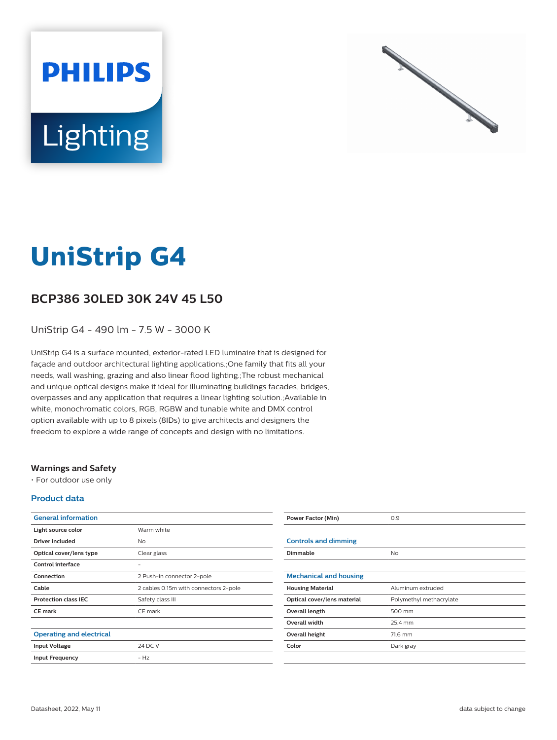# UniStrip G4

## BCP386 30LED 30K 24V 45 L50

UniStrip G4 - 490 lm - 7.5 W - 3000 K

UniStrip G4 is a surface mounted, exterior-rated LED luminaire that is designed for façade and outdoor architectural lighting applications.;One family that fits all your needs, wall washing, grazing and also linear flood lighting.;The robust mechanical and unique optical designs make it ideal for illuminating buildings facades, bridges, overpasses and any application that requires a linear lighting solution.;Available in white, monochromatic colors, RGB, RGBW and tunable white and DMX control option available with up to 8 pixels (8IDs) to give architects and designers the freedom to explore a wide range of concepts and design with no limitations.

### Warnings and Safety

- For outdoor use only

### Product data

| General information | |
|---|---|
| Light source color | Warm white |
| Driver included | No |
| Optical cover/lens type | Clear glass |
| Control interface | - |
| Connection | 2 Push-in connector 2-pole |
| Cable | 2 cables 0.15m with connectors 2-pole |
| Protection class IEC | Safety class III |
| CE mark | CE mark |

| Operating and electrical | |
|---|---|
| Input Voltage | 24 DC V |
| Input Frequency | - Hz |
| Power Factor (Min) | 0.9 |

| Controls and dimming | |
|---|---|
| Dimmable | No |

| Mechanical and housing | |
|---|---|
| Housing Material | Aluminum extruded |
| Optical cover/lens material | Polymethyl methacrylate |
| Overall length | 500 mm |
| Overall width | 25.4 mm |
| Overall height | 71.6 mm |
| Color | Dark gray |

Datasheet, 2022, May 11

data subject to change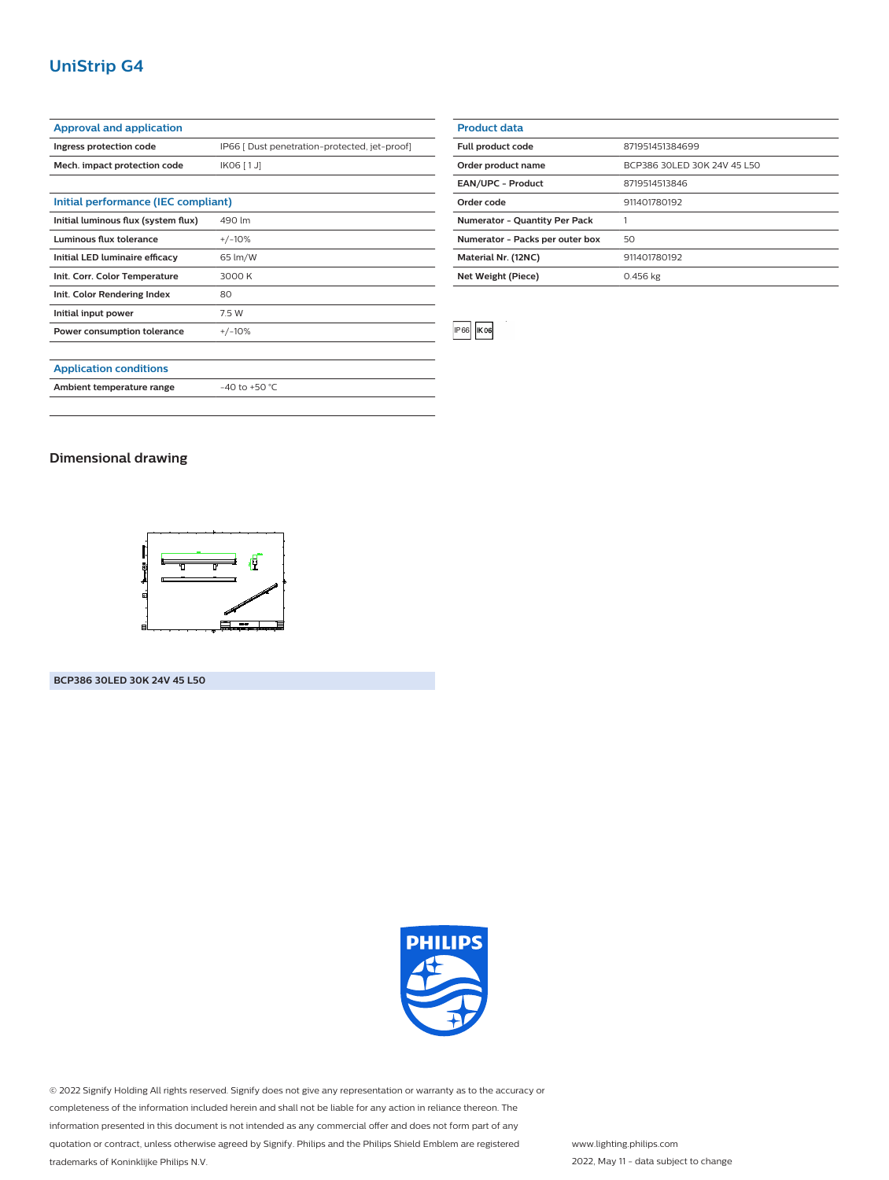# UniStrip G4

| Approval and application | |
|---|---|
| Ingress protection code | IP66 [ Dust penetration-protected, jet-proof] |
| Mech. impact protection code | IK06 [ 1 J] |

| Initial performance (IEC compliant) | |
|---|---|
| Initial luminous flux (system flux) | 490 lm |
| Luminous flux tolerance | +/-10% |
| Initial LED luminaire efficacy | 65 lm/W |
| Init. Corr. Color Temperature | 3000 K |
| Init. Color Rendering Index | 80 |
| Initial input power | 7.5 W |
| Power consumption tolerance | +/-10% |

| Application conditions | |
|---|---|
| Ambient temperature range | -40 to +50 °C |

| Product data | |
|---|---|
| Full product code | 871951451384699 |
| Order product name | BCP386 30LED 30K 24V 45 L50 |
| EAN/UPC - Product | 8719514513846 |
| Order code | 911401780192 |
| Numerator - Quantity Per Pack | 1 |
| Numerator - Packs per outer box | 50 |
| Material Nr. (12NC) | 911401780192 |
| Net Weight (Piece) | 0.456 kg |

IP 66 IK 06

## Dimensional drawing

**BCP386 30LED 30K 24V 45 L50**

© 2022 Signify Holding All rights reserved. Signify does not give any representation or warranty as to the accuracy or completeness of the information included herein and shall not be liable for any action in reliance thereon. The information presented in this document is not intended as any commercial offer and does not form part of any quotation or contract, unless otherwise agreed by Signify. Philips and the Philips Shield Emblem are registered trademarks of Koninklijke Philips N.V.

www.lighting.philips.com

2022, May 11 - data subject to change